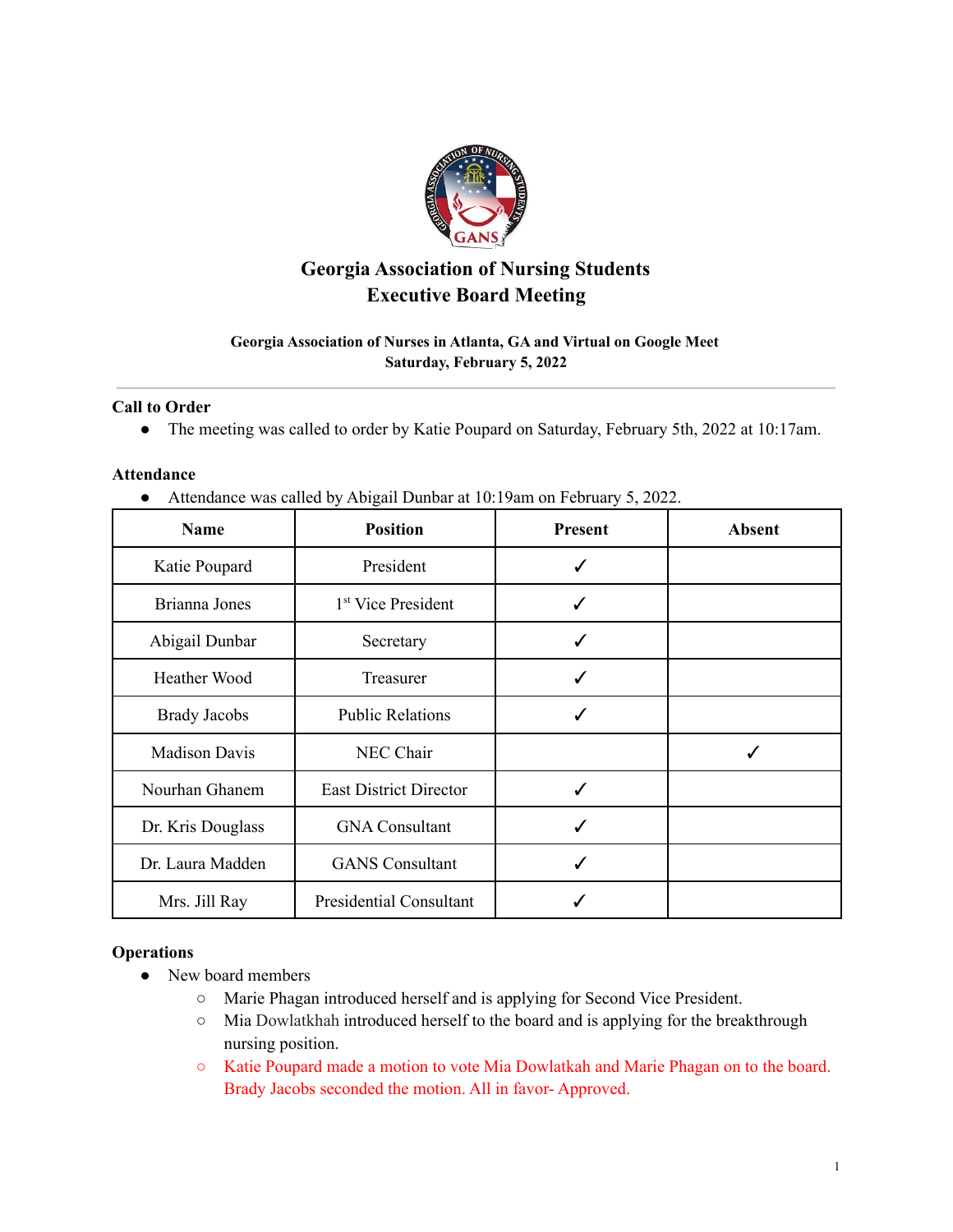# Georgia Association of Nursing Students
# Executive Board Meeting

**Georgia Association of Nurses in Atlanta, GA and Virtual on Google Meet**
**Saturday, February 5, 2022**

---

## Call to Order

- The meeting was called to order by Katie Poupard on Saturday, February 5th, 2022 at 10:17am.

## Attendance

- Attendance was called by Abigail Dunbar at 10:19am on February 5, 2022.

| Name | Position | Present | Absent |
|---|---|---|---|
| Katie Poupard | President | ✓ | |
| Brianna Jones | 1st Vice President | ✓ | |
| Abigail Dunbar | Secretary | ✓ | |
| Heather Wood | Treasurer | ✓ | |
| Brady Jacobs | Public Relations | ✓ | |
| Madison Davis | NEC Chair | | ✓ |
| Nourhan Ghanem | East District Director | ✓ | |
| Dr. Kris Douglass | GNA Consultant | ✓ | |
| Dr. Laura Madden | GANS Consultant | ✓ | |
| Mrs. Jill Ray | Presidential Consultant | ✓ | |

## Operations

- New board members
  - Marie Phagan introduced herself and is applying for Second Vice President.
  - Mia Dowlatkhah introduced herself to the board and is applying for the breakthrough nursing position.
  - Katie Poupard made a motion to vote Mia Dowlatkah and Marie Phagan on to the board. Brady Jacobs seconded the motion. All in favor- Approved.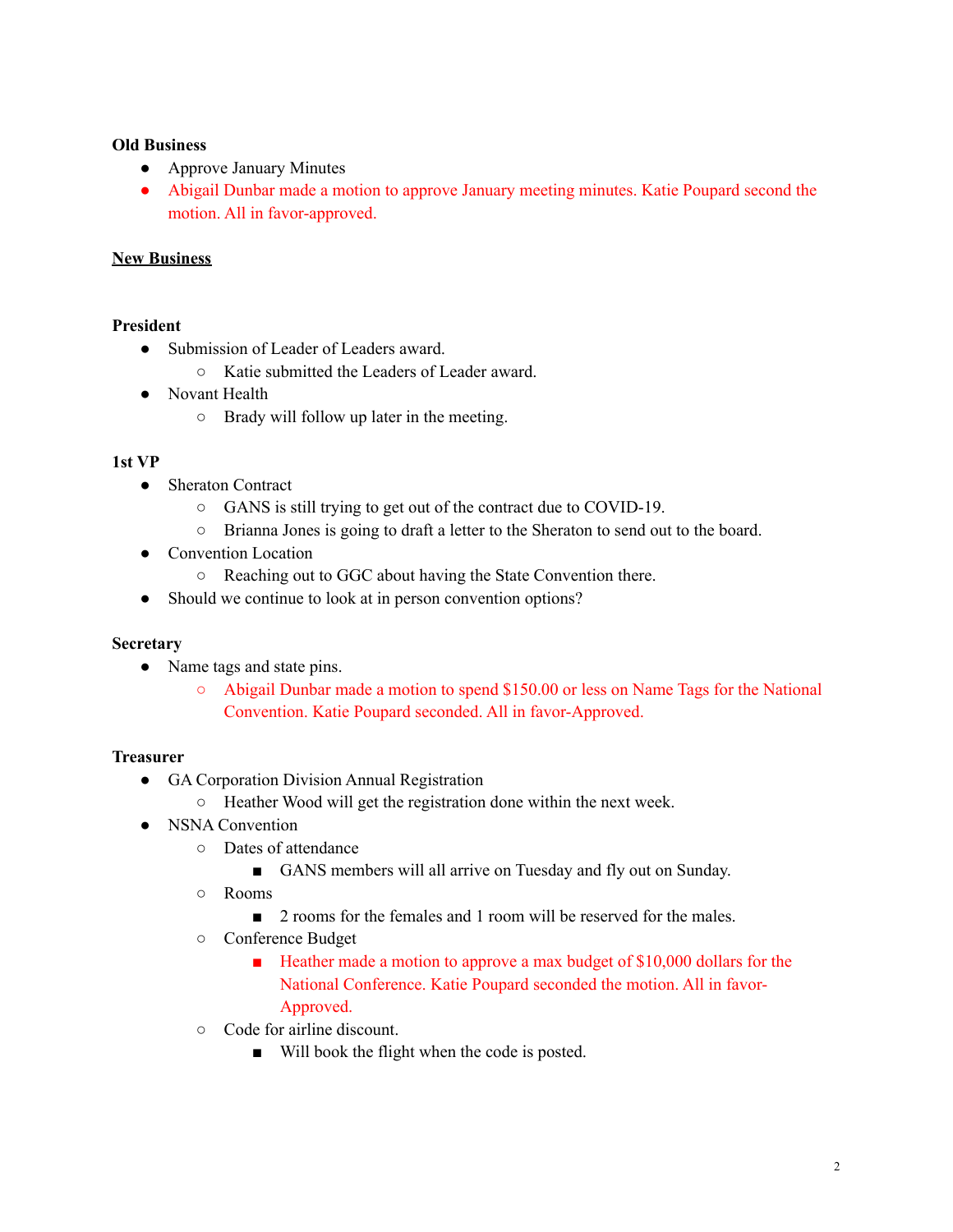**Old Business**

- Approve January Minutes
- Abigail Dunbar made a motion to approve January meeting minutes. Katie Poupard second the motion. All in favor-approved.

## New Business

**President**

- Submission of Leader of Leaders award.
    - Katie submitted the Leaders of Leader award.
- Novant Health
    - Brady will follow up later in the meeting.

**1st VP**

- Sheraton Contract
    - GANS is still trying to get out of the contract due to COVID-19.
    - Brianna Jones is going to draft a letter to the Sheraton to send out to the board.
- Convention Location
    - Reaching out to GGC about having the State Convention there.
- Should we continue to look at in person convention options?

**Secretary**

- Name tags and state pins.
    - Abigail Dunbar made a motion to spend $150.00 or less on Name Tags for the National Convention. Katie Poupard seconded. All in favor-Approved.

**Treasurer**

- GA Corporation Division Annual Registration
    - Heather Wood will get the registration done within the next week.
- NSNA Convention
    - Dates of attendance
        - GANS members will all arrive on Tuesday and fly out on Sunday.
    - Rooms
        - 2 rooms for the females and 1 room will be reserved for the males.
    - Conference Budget
        - Heather made a motion to approve a max budget of $10,000 dollars for the National Conference. Katie Poupard seconded the motion. All in favor-Approved.
    - Code for airline discount.
        - Will book the flight when the code is posted.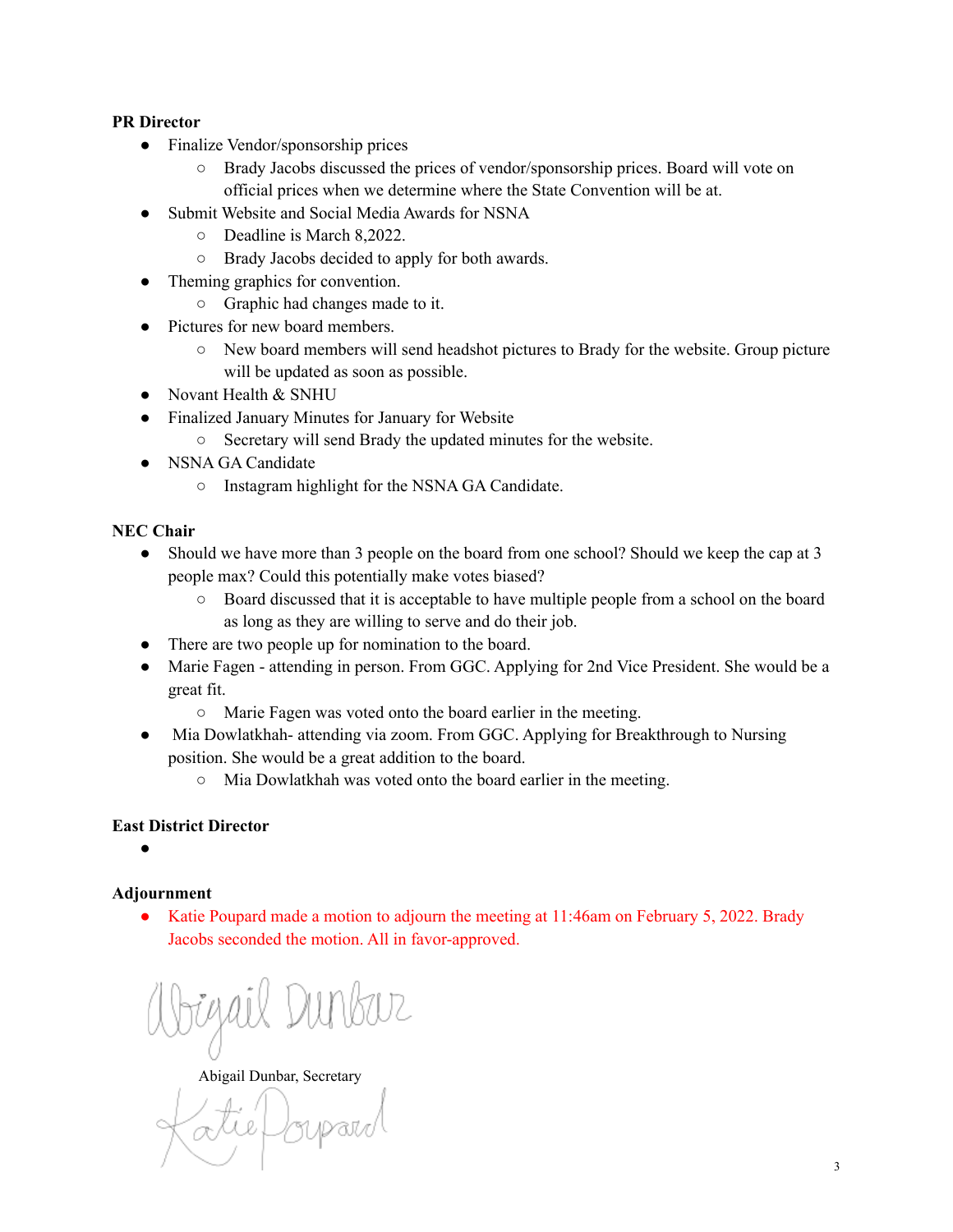**PR Director**

- Finalize Vendor/sponsorship prices
    - Brady Jacobs discussed the prices of vendor/sponsorship prices. Board will vote on official prices when we determine where the State Convention will be at.
- Submit Website and Social Media Awards for NSNA
    - Deadline is March 8,2022.
    - Brady Jacobs decided to apply for both awards.
- Theming graphics for convention.
    - Graphic had changes made to it.
- Pictures for new board members.
    - New board members will send headshot pictures to Brady for the website. Group picture will be updated as soon as possible.
- Novant Health & SNHU
- Finalized January Minutes for January for Website
    - Secretary will send Brady the updated minutes for the website.
- NSNA GA Candidate
    - Instagram highlight for the NSNA GA Candidate.

**NEC Chair**

- Should we have more than 3 people on the board from one school? Should we keep the cap at 3 people max? Could this potentially make votes biased?
    - Board discussed that it is acceptable to have multiple people from a school on the board as long as they are willing to serve and do their job.
- There are two people up for nomination to the board.
- Marie Fagen - attending in person. From GGC. Applying for 2nd Vice President. She would be a great fit.
    - Marie Fagen was voted onto the board earlier in the meeting.
- Mia Dowlatkhah- attending via zoom. From GGC. Applying for Breakthrough to Nursing position. She would be a great addition to the board.
    - Mia Dowlatkhah was voted onto the board earlier in the meeting.

**East District Director**

- 

**Adjournment**

- Katie Poupard made a motion to adjourn the meeting at 11:46am on February 5, 2022. Brady Jacobs seconded the motion. All in favor-approved.

Abigail Dunbar

Abigail Dunbar, Secretary

Katie Poupard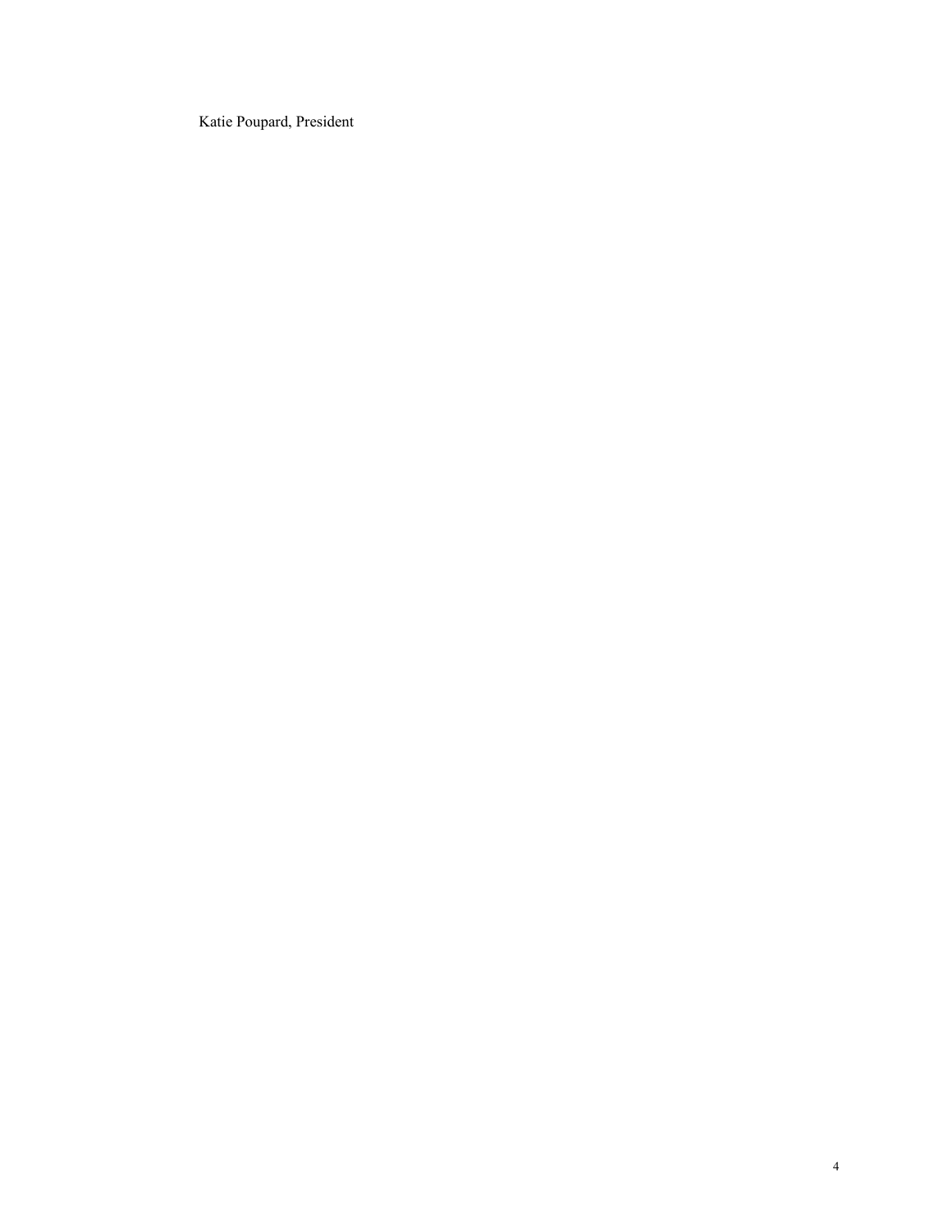Katie Poupard, President